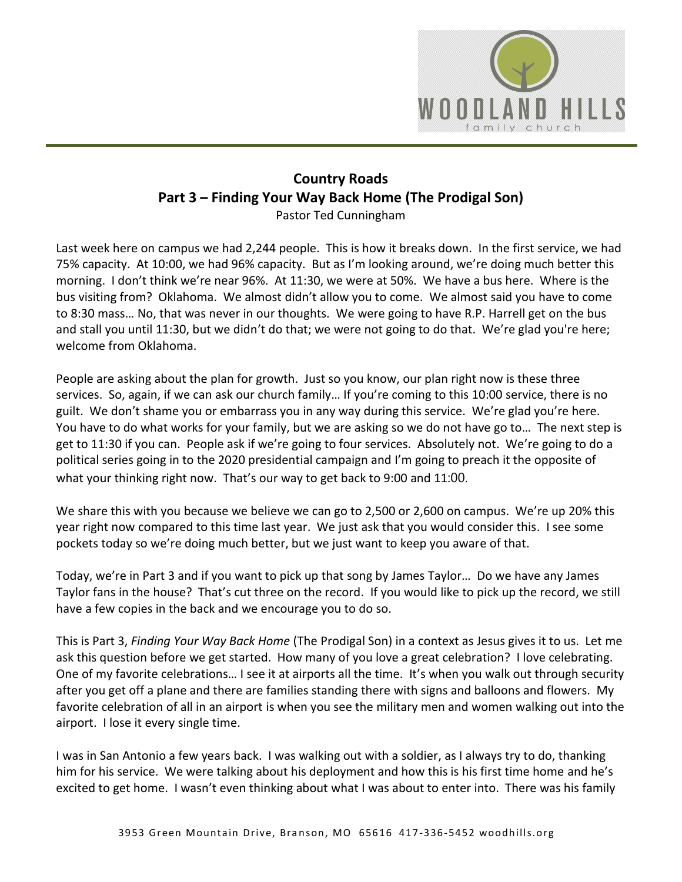# Country Roads

## Part 3 – Finding Your Way Back Home (The Prodigal Son)

Pastor Ted Cunningham

Last week here on campus we had 2,244 people. This is how it breaks down. In the first service, we had 75% capacity. At 10:00, we had 96% capacity. But as I'm looking around, we're doing much better this morning. I don't think we're near 96%. At 11:30, we were at 50%. We have a bus here. Where is the bus visiting from? Oklahoma. We almost didn't allow you to come. We almost said you have to come to 8:30 mass… No, that was never in our thoughts. We were going to have R.P. Harrell get on the bus and stall you until 11:30, but we didn't do that; we were not going to do that. We're glad you're here; welcome from Oklahoma.

People are asking about the plan for growth. Just so you know, our plan right now is these three services. So, again, if we can ask our church family… If you're coming to this 10:00 service, there is no guilt. We don't shame you or embarrass you in any way during this service. We're glad you're here. You have to do what works for your family, but we are asking so we do not have go to… The next step is get to 11:30 if you can. People ask if we're going to four services. Absolutely not. We're going to do a political series going in to the 2020 presidential campaign and I'm going to preach it the opposite of what your thinking right now. That's our way to get back to 9:00 and 11:00.

We share this with you because we believe we can go to 2,500 or 2,600 on campus. We're up 20% this year right now compared to this time last year. We just ask that you would consider this. I see some pockets today so we're doing much better, but we just want to keep you aware of that.

Today, we're in Part 3 and if you want to pick up that song by James Taylor… Do we have any James Taylor fans in the house? That's cut three on the record. If you would like to pick up the record, we still have a few copies in the back and we encourage you to do so.

This is Part 3, *Finding Your Way Back Home* (The Prodigal Son) in a context as Jesus gives it to us. Let me ask this question before we get started. How many of you love a great celebration? I love celebrating. One of my favorite celebrations… I see it at airports all the time. It's when you walk out through security after you get off a plane and there are families standing there with signs and balloons and flowers. My favorite celebration of all in an airport is when you see the military men and women walking out into the airport. I lose it every single time.

I was in San Antonio a few years back. I was walking out with a soldier, as I always try to do, thanking him for his service. We were talking about his deployment and how this is his first time home and he's excited to get home. I wasn't even thinking about what I was about to enter into. There was his family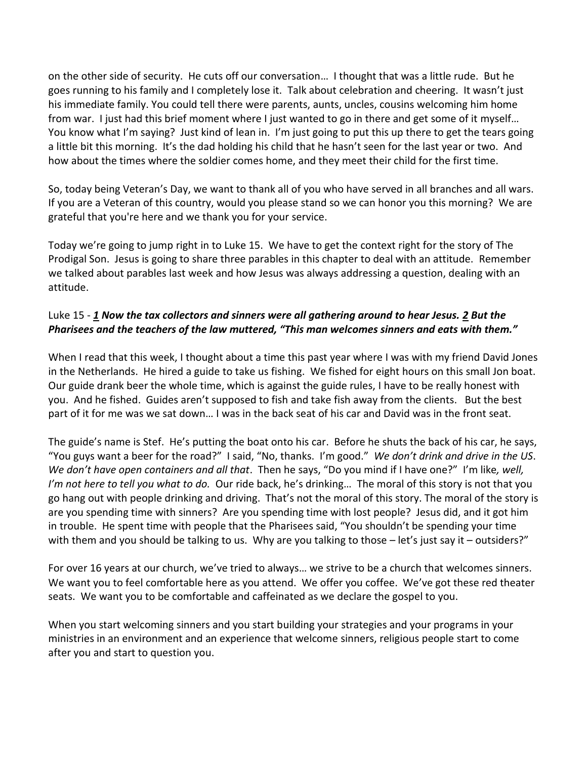on the other side of security. He cuts off our conversation… I thought that was a little rude. But he goes running to his family and I completely lose it. Talk about celebration and cheering. It wasn't just his immediate family. You could tell there were parents, aunts, uncles, cousins welcoming him home from war. I just had this brief moment where I just wanted to go in there and get some of it myself… You know what I'm saying? Just kind of lean in. I'm just going to put this up there to get the tears going a little bit this morning. It's the dad holding his child that he hasn't seen for the last year or two. And how about the times where the soldier comes home, and they meet their child for the first time.

So, today being Veteran's Day, we want to thank all of you who have served in all branches and all wars. If you are a Veteran of this country, would you please stand so we can honor you this morning? We are grateful that you're here and we thank you for your service.

Today we're going to jump right in to Luke 15. We have to get the context right for the story of The Prodigal Son. Jesus is going to share three parables in this chapter to deal with an attitude. Remember we talked about parables last week and how Jesus was always addressing a question, dealing with an attitude.

Luke 15 - ***1 Now the tax collectors and sinners were all gathering around to hear Jesus. 2 But the Pharisees and the teachers of the law muttered, "This man welcomes sinners and eats with them."***

When I read that this week, I thought about a time this past year where I was with my friend David Jones in the Netherlands. He hired a guide to take us fishing. We fished for eight hours on this small Jon boat. Our guide drank beer the whole time, which is against the guide rules, I have to be really honest with you. And he fished. Guides aren't supposed to fish and take fish away from the clients. But the best part of it for me was we sat down… I was in the back seat of his car and David was in the front seat.

The guide's name is Stef. He's putting the boat onto his car. Before he shuts the back of his car, he says, "You guys want a beer for the road?" I said, "No, thanks. I'm good." *We don't drink and drive in the US. We don't have open containers and all that*. Then he says, "Do you mind if I have one?" I'm like*, well, I'm not here to tell you what to do.* Our ride back, he's drinking… The moral of this story is not that you go hang out with people drinking and driving. That's not the moral of this story. The moral of the story is are you spending time with sinners? Are you spending time with lost people? Jesus did, and it got him in trouble. He spent time with people that the Pharisees said, "You shouldn't be spending your time with them and you should be talking to us. Why are you talking to those – let's just say it – outsiders?"

For over 16 years at our church, we've tried to always… we strive to be a church that welcomes sinners. We want you to feel comfortable here as you attend. We offer you coffee. We've got these red theater seats. We want you to be comfortable and caffeinated as we declare the gospel to you.

When you start welcoming sinners and you start building your strategies and your programs in your ministries in an environment and an experience that welcome sinners, religious people start to come after you and start to question you.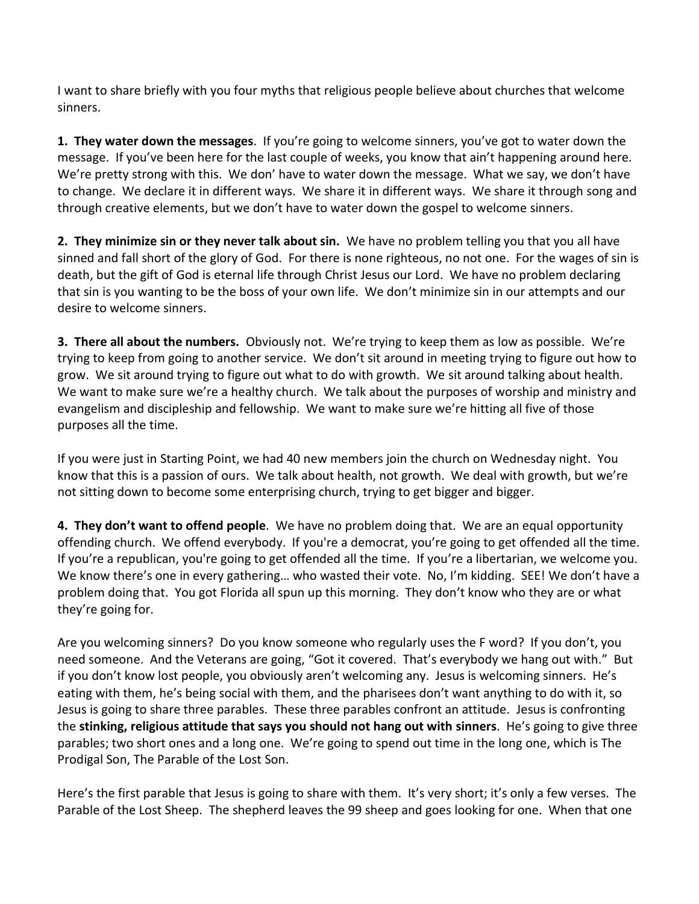I want to share briefly with you four myths that religious people believe about churches that welcome sinners.

**1. They water down the messages**. If you're going to welcome sinners, you've got to water down the message. If you've been here for the last couple of weeks, you know that ain't happening around here. We're pretty strong with this. We don' have to water down the message. What we say, we don't have to change. We declare it in different ways. We share it in different ways. We share it through song and through creative elements, but we don't have to water down the gospel to welcome sinners.

**2. They minimize sin or they never talk about sin.** We have no problem telling you that you all have sinned and fall short of the glory of God. For there is none righteous, no not one. For the wages of sin is death, but the gift of God is eternal life through Christ Jesus our Lord. We have no problem declaring that sin is you wanting to be the boss of your own life. We don't minimize sin in our attempts and our desire to welcome sinners.

**3. There all about the numbers.** Obviously not. We're trying to keep them as low as possible. We're trying to keep from going to another service. We don't sit around in meeting trying to figure out how to grow. We sit around trying to figure out what to do with growth. We sit around talking about health. We want to make sure we're a healthy church. We talk about the purposes of worship and ministry and evangelism and discipleship and fellowship. We want to make sure we're hitting all five of those purposes all the time.

If you were just in Starting Point, we had 40 new members join the church on Wednesday night. You know that this is a passion of ours. We talk about health, not growth. We deal with growth, but we're not sitting down to become some enterprising church, trying to get bigger and bigger.

**4. They don't want to offend people**. We have no problem doing that. We are an equal opportunity offending church. We offend everybody. If you're a democrat, you're going to get offended all the time. If you're a republican, you're going to get offended all the time. If you're a libertarian, we welcome you. We know there's one in every gathering… who wasted their vote. No, I'm kidding. SEE! We don't have a problem doing that. You got Florida all spun up this morning. They don't know who they are or what they're going for.

Are you welcoming sinners? Do you know someone who regularly uses the F word? If you don't, you need someone. And the Veterans are going, "Got it covered. That's everybody we hang out with." But if you don't know lost people, you obviously aren't welcoming any. Jesus is welcoming sinners. He's eating with them, he's being social with them, and the pharisees don't want anything to do with it, so Jesus is going to share three parables. These three parables confront an attitude. Jesus is confronting the **stinking, religious attitude that says you should not hang out with sinners**. He's going to give three parables; two short ones and a long one. We're going to spend out time in the long one, which is The Prodigal Son, The Parable of the Lost Son.

Here's the first parable that Jesus is going to share with them. It's very short; it's only a few verses. The Parable of the Lost Sheep. The shepherd leaves the 99 sheep and goes looking for one. When that one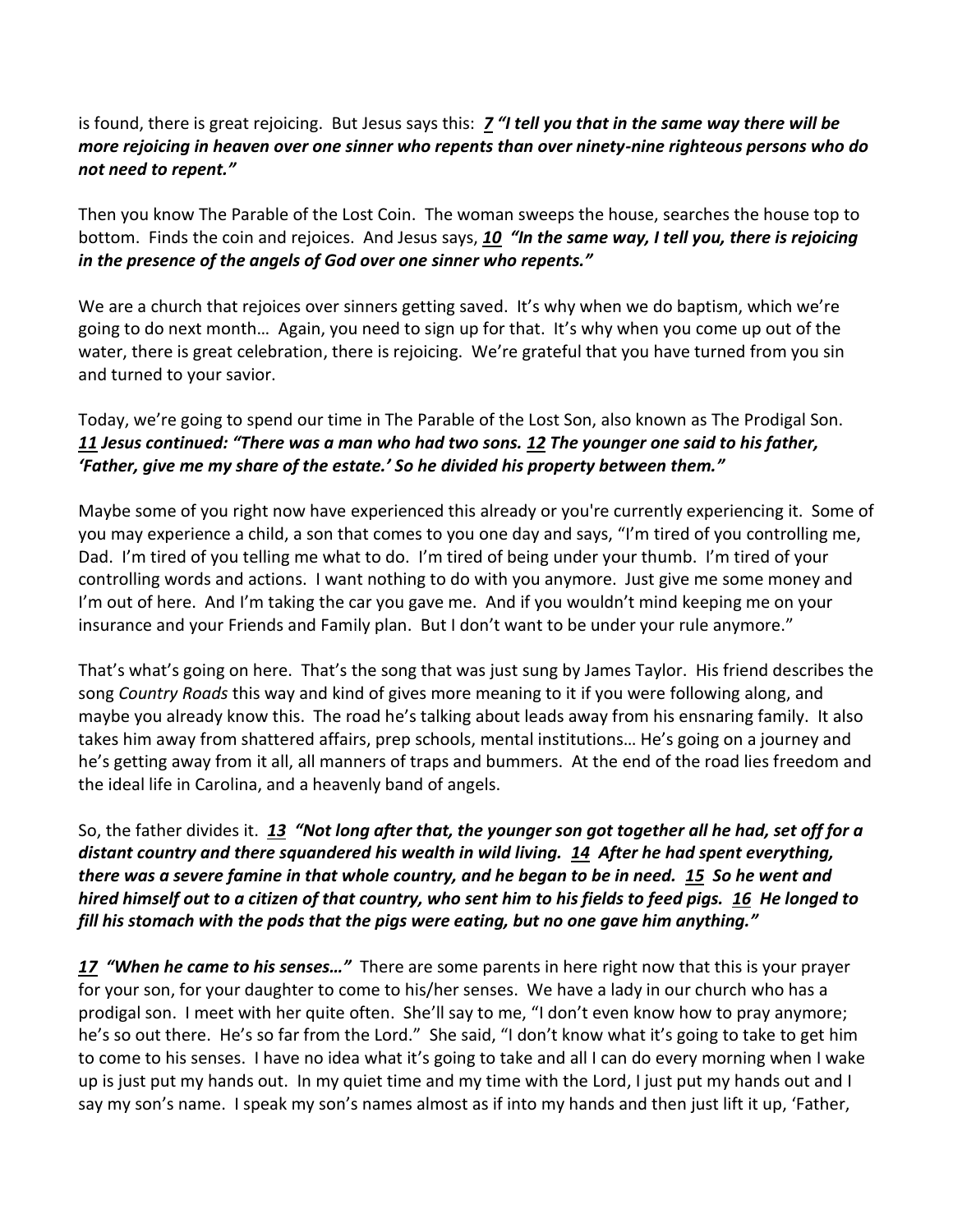is found, there is great rejoicing. But Jesus says this: ***7 "I tell you that in the same way there will be more rejoicing in heaven over one sinner who repents than over ninety-nine righteous persons who do not need to repent."***

Then you know The Parable of the Lost Coin. The woman sweeps the house, searches the house top to bottom. Finds the coin and rejoices. And Jesus says, ***10 "In the same way, I tell you, there is rejoicing in the presence of the angels of God over one sinner who repents."***

We are a church that rejoices over sinners getting saved. It's why when we do baptism, which we're going to do next month… Again, you need to sign up for that. It's why when you come up out of the water, there is great celebration, there is rejoicing. We're grateful that you have turned from you sin and turned to your savior.

Today, we're going to spend our time in The Parable of the Lost Son, also known as The Prodigal Son. ***11 Jesus continued: "There was a man who had two sons. 12 The younger one said to his father, 'Father, give me my share of the estate.' So he divided his property between them."***

Maybe some of you right now have experienced this already or you're currently experiencing it. Some of you may experience a child, a son that comes to you one day and says, "I'm tired of you controlling me, Dad. I'm tired of you telling me what to do. I'm tired of being under your thumb. I'm tired of your controlling words and actions. I want nothing to do with you anymore. Just give me some money and I'm out of here. And I'm taking the car you gave me. And if you wouldn't mind keeping me on your insurance and your Friends and Family plan. But I don't want to be under your rule anymore."

That's what's going on here. That's the song that was just sung by James Taylor. His friend describes the song *Country Roads* this way and kind of gives more meaning to it if you were following along, and maybe you already know this. The road he's talking about leads away from his ensnaring family. It also takes him away from shattered affairs, prep schools, mental institutions… He's going on a journey and he's getting away from it all, all manners of traps and bummers. At the end of the road lies freedom and the ideal life in Carolina, and a heavenly band of angels.

So, the father divides it. ***13 "Not long after that, the younger son got together all he had, set off for a distant country and there squandered his wealth in wild living. 14 After he had spent everything, there was a severe famine in that whole country, and he began to be in need. 15 So he went and hired himself out to a citizen of that country, who sent him to his fields to feed pigs. 16 He longed to fill his stomach with the pods that the pigs were eating, but no one gave him anything."***

***17 "When he came to his senses…"*** There are some parents in here right now that this is your prayer for your son, for your daughter to come to his/her senses. We have a lady in our church who has a prodigal son. I meet with her quite often. She'll say to me, "I don't even know how to pray anymore; he's so out there. He's so far from the Lord." She said, "I don't know what it's going to take to get him to come to his senses. I have no idea what it's going to take and all I can do every morning when I wake up is just put my hands out. In my quiet time and my time with the Lord, I just put my hands out and I say my son's name. I speak my son's names almost as if into my hands and then just lift it up, 'Father,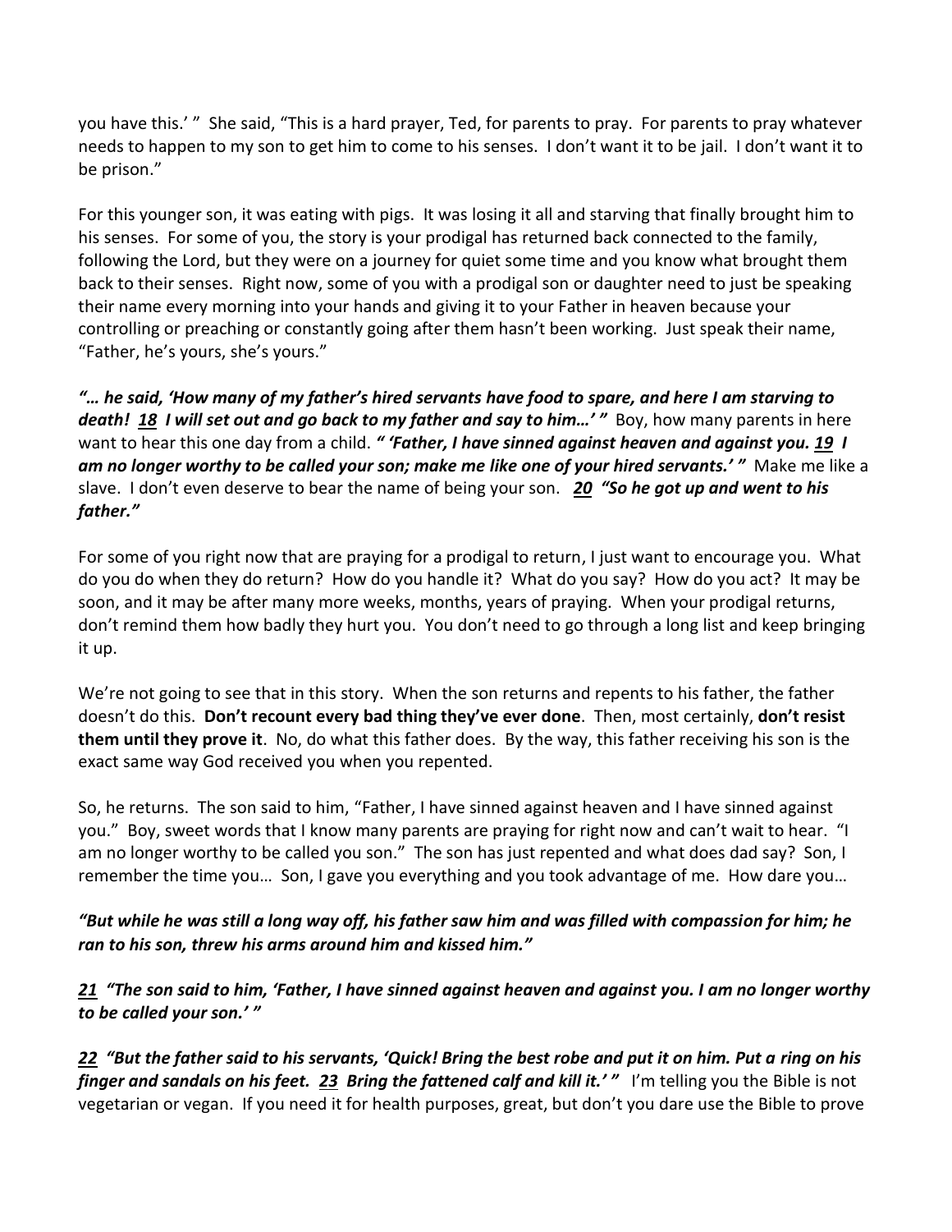you have this.' " She said, "This is a hard prayer, Ted, for parents to pray. For parents to pray whatever needs to happen to my son to get him to come to his senses. I don't want it to be jail. I don't want it to be prison."

For this younger son, it was eating with pigs. It was losing it all and starving that finally brought him to his senses. For some of you, the story is your prodigal has returned back connected to the family, following the Lord, but they were on a journey for quiet some time and you know what brought them back to their senses. Right now, some of you with a prodigal son or daughter need to just be speaking their name every morning into your hands and giving it to your Father in heaven because your controlling or preaching or constantly going after them hasn't been working. Just speak their name, "Father, he's yours, she's yours."

***"… he said, 'How many of my father's hired servants have food to spare, and here I am starving to death! <u>18</u> I will set out and go back to my father and say to him…' "*** Boy, how many parents in here want to hear this one day from a child. ***" 'Father, I have sinned against heaven and against you. <u>19</u> I am no longer worthy to be called your son; make me like one of your hired servants.' "*** Make me like a slave. I don't even deserve to bear the name of being your son. ***<u>20</u> "So he got up and went to his father."***

For some of you right now that are praying for a prodigal to return, I just want to encourage you. What do you do when they do return? How do you handle it? What do you say? How do you act? It may be soon, and it may be after many more weeks, months, years of praying. When your prodigal returns, don't remind them how badly they hurt you. You don't need to go through a long list and keep bringing it up.

We're not going to see that in this story. When the son returns and repents to his father, the father doesn't do this. **Don't recount every bad thing they've ever done**. Then, most certainly, **don't resist them until they prove it**. No, do what this father does. By the way, this father receiving his son is the exact same way God received you when you repented.

So, he returns. The son said to him, "Father, I have sinned against heaven and I have sinned against you." Boy, sweet words that I know many parents are praying for right now and can't wait to hear. "I am no longer worthy to be called you son." The son has just repented and what does dad say? Son, I remember the time you… Son, I gave you everything and you took advantage of me. How dare you…

***"But while he was still a long way off, his father saw him and was filled with compassion for him; he ran to his son, threw his arms around him and kissed him."***

***<u>21</u> "The son said to him, 'Father, I have sinned against heaven and against you. I am no longer worthy to be called your son.' "***

***<u>22</u> "But the father said to his servants, 'Quick! Bring the best robe and put it on him. Put a ring on his finger and sandals on his feet. <u>23</u> Bring the fattened calf and kill it.' "*** I'm telling you the Bible is not vegetarian or vegan. If you need it for health purposes, great, but don't you dare use the Bible to prove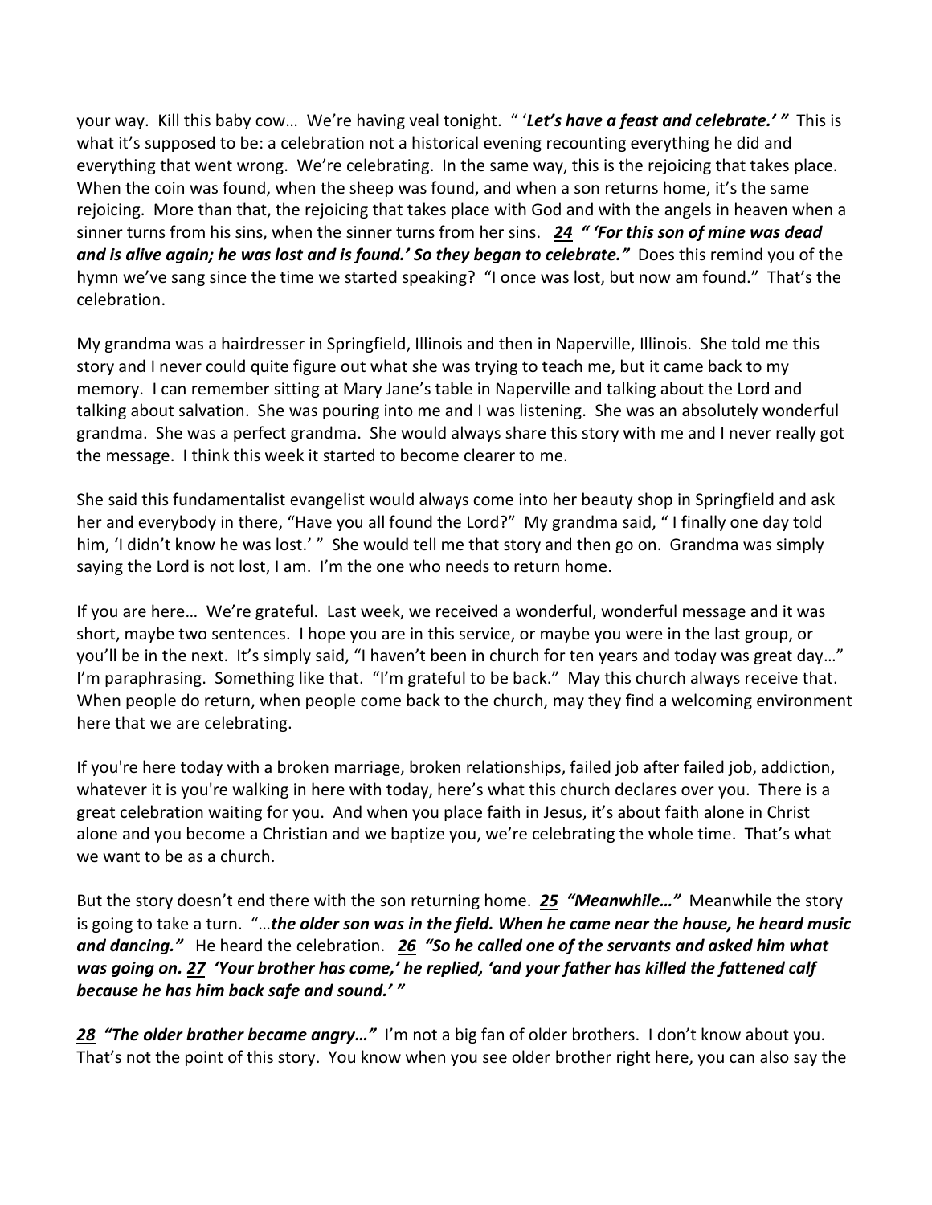your way. Kill this baby cow… We're having veal tonight. " '***Let's have a feast and celebrate.' "*** This is what it's supposed to be: a celebration not a historical evening recounting everything he did and everything that went wrong. We're celebrating. In the same way, this is the rejoicing that takes place. When the coin was found, when the sheep was found, and when a son returns home, it's the same rejoicing. More than that, the rejoicing that takes place with God and with the angels in heaven when a sinner turns from his sins, when the sinner turns from her sins. ***24 " 'For this son of mine was dead and is alive again; he was lost and is found.' So they began to celebrate."*** Does this remind you of the hymn we've sang since the time we started speaking? "I once was lost, but now am found." That's the celebration.

My grandma was a hairdresser in Springfield, Illinois and then in Naperville, Illinois. She told me this story and I never could quite figure out what she was trying to teach me, but it came back to my memory. I can remember sitting at Mary Jane's table in Naperville and talking about the Lord and talking about salvation. She was pouring into me and I was listening. She was an absolutely wonderful grandma. She was a perfect grandma. She would always share this story with me and I never really got the message. I think this week it started to become clearer to me.

She said this fundamentalist evangelist would always come into her beauty shop in Springfield and ask her and everybody in there, "Have you all found the Lord?" My grandma said, " I finally one day told him, 'I didn't know he was lost.' " She would tell me that story and then go on. Grandma was simply saying the Lord is not lost, I am. I'm the one who needs to return home.

If you are here… We're grateful. Last week, we received a wonderful, wonderful message and it was short, maybe two sentences. I hope you are in this service, or maybe you were in the last group, or you'll be in the next. It's simply said, "I haven't been in church for ten years and today was great day…" I'm paraphrasing. Something like that. "I'm grateful to be back." May this church always receive that. When people do return, when people come back to the church, may they find a welcoming environment here that we are celebrating.

If you're here today with a broken marriage, broken relationships, failed job after failed job, addiction, whatever it is you're walking in here with today, here's what this church declares over you. There is a great celebration waiting for you. And when you place faith in Jesus, it's about faith alone in Christ alone and you become a Christian and we baptize you, we're celebrating the whole time. That's what we want to be as a church.

But the story doesn't end there with the son returning home. ***25 "Meanwhile…"*** Meanwhile the story is going to take a turn. "…***the older son was in the field. When he came near the house, he heard music and dancing."*** He heard the celebration. ***26 "So he called one of the servants and asked him what was going on. 27 'Your brother has come,' he replied, 'and your father has killed the fattened calf because he has him back safe and sound.' "***

***28 "The older brother became angry…"*** I'm not a big fan of older brothers. I don't know about you. That's not the point of this story. You know when you see older brother right here, you can also say the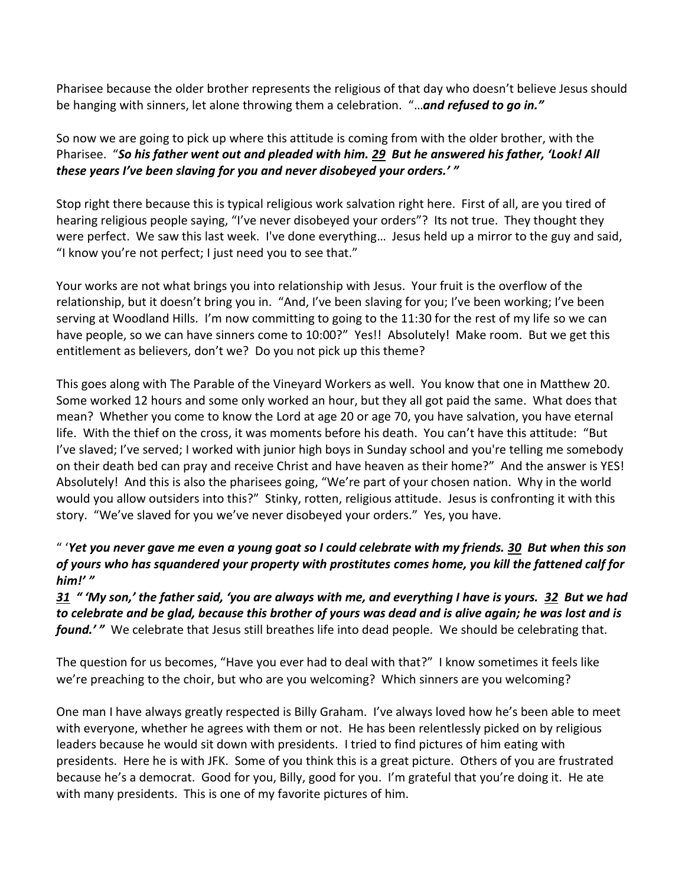Pharisee because the older brother represents the religious of that day who doesn't believe Jesus should be hanging with sinners, let alone throwing them a celebration. "…***and refused to go in."***

So now we are going to pick up where this attitude is coming from with the older brother, with the Pharisee. "***So his father went out and pleaded with him. 29 But he answered his father, 'Look! All these years I've been slaving for you and never disobeyed your orders.' "***

Stop right there because this is typical religious work salvation right here. First of all, are you tired of hearing religious people saying, "I've never disobeyed your orders"? Its not true. They thought they were perfect. We saw this last week. I've done everything… Jesus held up a mirror to the guy and said, "I know you're not perfect; I just need you to see that."

Your works are not what brings you into relationship with Jesus. Your fruit is the overflow of the relationship, but it doesn't bring you in. "And, I've been slaving for you; I've been working; I've been serving at Woodland Hills. I'm now committing to going to the 11:30 for the rest of my life so we can have people, so we can have sinners come to 10:00?" Yes!! Absolutely! Make room. But we get this entitlement as believers, don't we? Do you not pick up this theme?

This goes along with The Parable of the Vineyard Workers as well. You know that one in Matthew 20. Some worked 12 hours and some only worked an hour, but they all got paid the same. What does that mean? Whether you come to know the Lord at age 20 or age 70, you have salvation, you have eternal life. With the thief on the cross, it was moments before his death. You can't have this attitude: "But I've slaved; I've served; I worked with junior high boys in Sunday school and you're telling me somebody on their death bed can pray and receive Christ and have heaven as their home?" And the answer is YES! Absolutely! And this is also the pharisees going, "We're part of your chosen nation. Why in the world would you allow outsiders into this?" Stinky, rotten, religious attitude. Jesus is confronting it with this story. "We've slaved for you we've never disobeyed your orders." Yes, you have.

" '***Yet you never gave me even a young goat so I could celebrate with my friends. 30 But when this son of yours who has squandered your property with prostitutes comes home, you kill the fattened calf for him!' "***

***31 " 'My son,' the father said, 'you are always with me, and everything I have is yours. 32 But we had to celebrate and be glad, because this brother of yours was dead and is alive again; he was lost and is found.' "*** We celebrate that Jesus still breathes life into dead people. We should be celebrating that.

The question for us becomes, "Have you ever had to deal with that?" I know sometimes it feels like we're preaching to the choir, but who are you welcoming? Which sinners are you welcoming?

One man I have always greatly respected is Billy Graham. I've always loved how he's been able to meet with everyone, whether he agrees with them or not. He has been relentlessly picked on by religious leaders because he would sit down with presidents. I tried to find pictures of him eating with presidents. Here he is with JFK. Some of you think this is a great picture. Others of you are frustrated because he's a democrat. Good for you, Billy, good for you. I'm grateful that you're doing it. He ate with many presidents. This is one of my favorite pictures of him.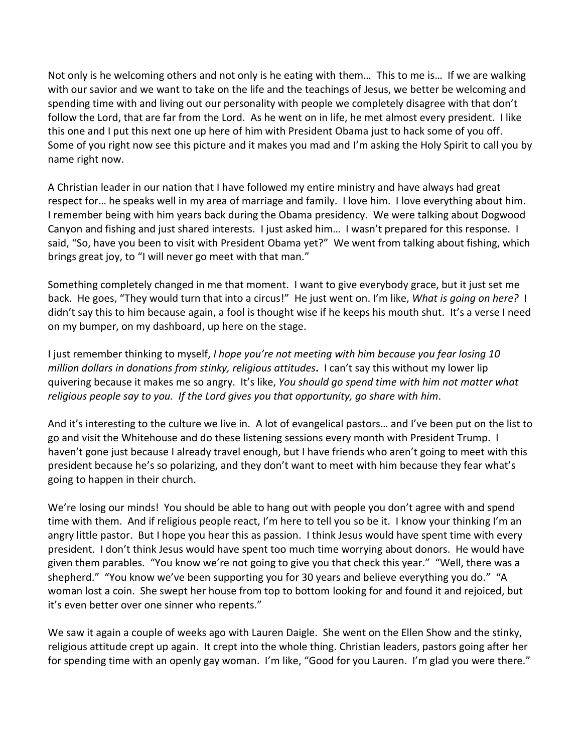Not only is he welcoming others and not only is he eating with them… This to me is… If we are walking with our savior and we want to take on the life and the teachings of Jesus, we better be welcoming and spending time with and living out our personality with people we completely disagree with that don't follow the Lord, that are far from the Lord. As he went on in life, he met almost every president. I like this one and I put this next one up here of him with President Obama just to hack some of you off. Some of you right now see this picture and it makes you mad and I'm asking the Holy Spirit to call you by name right now.

A Christian leader in our nation that I have followed my entire ministry and have always had great respect for… he speaks well in my area of marriage and family. I love him. I love everything about him. I remember being with him years back during the Obama presidency. We were talking about Dogwood Canyon and fishing and just shared interests. I just asked him… I wasn't prepared for this response. I said, "So, have you been to visit with President Obama yet?" We went from talking about fishing, which brings great joy, to "I will never go meet with that man."

Something completely changed in me that moment. I want to give everybody grace, but it just set me back. He goes, "They would turn that into a circus!" He just went on. I'm like, *What is going on here?* I didn't say this to him because again, a fool is thought wise if he keeps his mouth shut. It's a verse I need on my bumper, on my dashboard, up here on the stage.

I just remember thinking to myself, *I hope you're not meeting with him because you fear losing 10 million dollars in donations from stinky, religious attitudes*. I can't say this without my lower lip quivering because it makes me so angry. It's like, *You should go spend time with him not matter what religious people say to you. If the Lord gives you that opportunity, go share with him*.

And it's interesting to the culture we live in. A lot of evangelical pastors… and I've been put on the list to go and visit the Whitehouse and do these listening sessions every month with President Trump. I haven't gone just because I already travel enough, but I have friends who aren't going to meet with this president because he's so polarizing, and they don't want to meet with him because they fear what's going to happen in their church.

We're losing our minds! You should be able to hang out with people you don't agree with and spend time with them. And if religious people react, I'm here to tell you so be it. I know your thinking I'm an angry little pastor. But I hope you hear this as passion. I think Jesus would have spent time with every president. I don't think Jesus would have spent too much time worrying about donors. He would have given them parables. "You know we're not going to give you that check this year." "Well, there was a shepherd." "You know we've been supporting you for 30 years and believe everything you do." "A woman lost a coin. She swept her house from top to bottom looking for and found it and rejoiced, but it's even better over one sinner who repents."

We saw it again a couple of weeks ago with Lauren Daigle. She went on the Ellen Show and the stinky, religious attitude crept up again. It crept into the whole thing. Christian leaders, pastors going after her for spending time with an openly gay woman. I'm like, "Good for you Lauren. I'm glad you were there."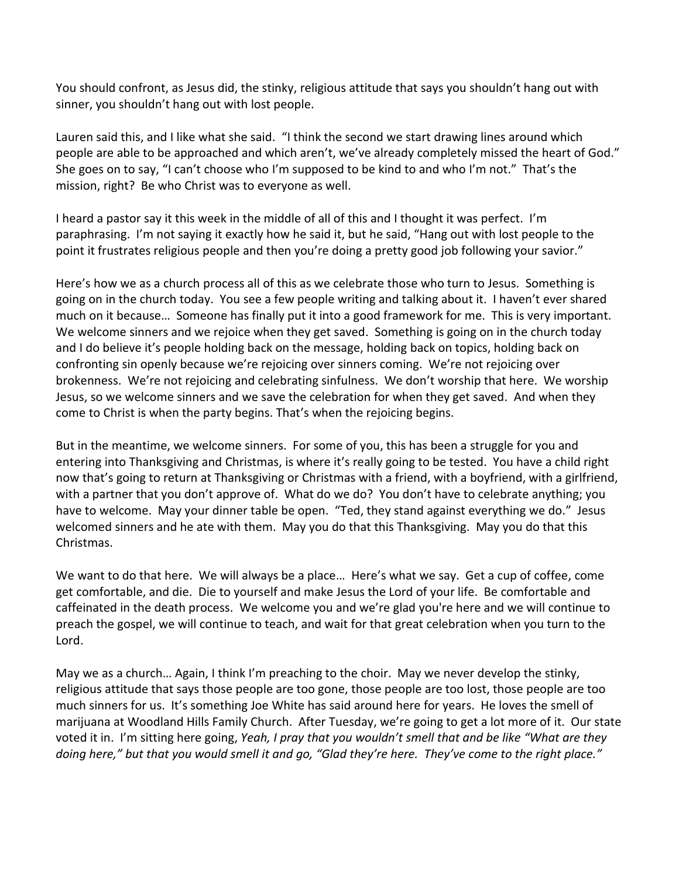You should confront, as Jesus did, the stinky, religious attitude that says you shouldn't hang out with sinner, you shouldn't hang out with lost people.

Lauren said this, and I like what she said. "I think the second we start drawing lines around which people are able to be approached and which aren't, we've already completely missed the heart of God." She goes on to say, "I can't choose who I'm supposed to be kind to and who I'm not." That's the mission, right? Be who Christ was to everyone as well.

I heard a pastor say it this week in the middle of all of this and I thought it was perfect. I'm paraphrasing. I'm not saying it exactly how he said it, but he said, "Hang out with lost people to the point it frustrates religious people and then you're doing a pretty good job following your savior."

Here's how we as a church process all of this as we celebrate those who turn to Jesus. Something is going on in the church today. You see a few people writing and talking about it. I haven't ever shared much on it because… Someone has finally put it into a good framework for me. This is very important. We welcome sinners and we rejoice when they get saved. Something is going on in the church today and I do believe it's people holding back on the message, holding back on topics, holding back on confronting sin openly because we're rejoicing over sinners coming. We're not rejoicing over brokenness. We're not rejoicing and celebrating sinfulness. We don't worship that here. We worship Jesus, so we welcome sinners and we save the celebration for when they get saved. And when they come to Christ is when the party begins. That's when the rejoicing begins.

But in the meantime, we welcome sinners. For some of you, this has been a struggle for you and entering into Thanksgiving and Christmas, is where it's really going to be tested. You have a child right now that's going to return at Thanksgiving or Christmas with a friend, with a boyfriend, with a girlfriend, with a partner that you don't approve of. What do we do? You don't have to celebrate anything; you have to welcome. May your dinner table be open. "Ted, they stand against everything we do." Jesus welcomed sinners and he ate with them. May you do that this Thanksgiving. May you do that this Christmas.

We want to do that here. We will always be a place… Here's what we say. Get a cup of coffee, come get comfortable, and die. Die to yourself and make Jesus the Lord of your life. Be comfortable and caffeinated in the death process. We welcome you and we're glad you're here and we will continue to preach the gospel, we will continue to teach, and wait for that great celebration when you turn to the Lord.

May we as a church… Again, I think I'm preaching to the choir. May we never develop the stinky, religious attitude that says those people are too gone, those people are too lost, those people are too much sinners for us. It's something Joe White has said around here for years. He loves the smell of marijuana at Woodland Hills Family Church. After Tuesday, we're going to get a lot more of it. Our state voted it in. I'm sitting here going, *Yeah, I pray that you wouldn't smell that and be like "What are they doing here," but that you would smell it and go, "Glad they're here. They've come to the right place."*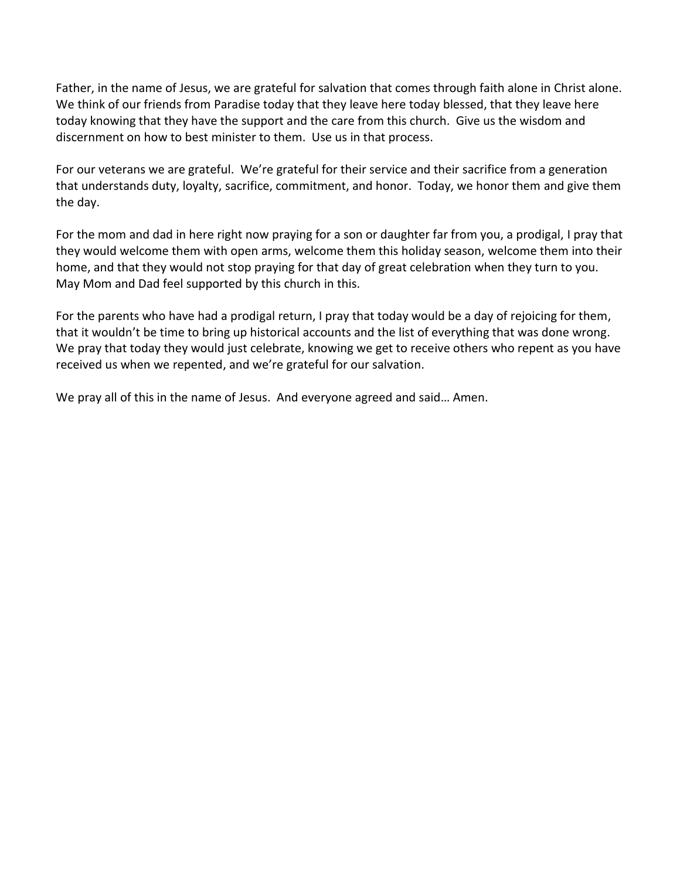Father, in the name of Jesus, we are grateful for salvation that comes through faith alone in Christ alone. We think of our friends from Paradise today that they leave here today blessed, that they leave here today knowing that they have the support and the care from this church. Give us the wisdom and discernment on how to best minister to them. Use us in that process.

For our veterans we are grateful. We're grateful for their service and their sacrifice from a generation that understands duty, loyalty, sacrifice, commitment, and honor. Today, we honor them and give them the day.

For the mom and dad in here right now praying for a son or daughter far from you, a prodigal, I pray that they would welcome them with open arms, welcome them this holiday season, welcome them into their home, and that they would not stop praying for that day of great celebration when they turn to you. May Mom and Dad feel supported by this church in this.

For the parents who have had a prodigal return, I pray that today would be a day of rejoicing for them, that it wouldn't be time to bring up historical accounts and the list of everything that was done wrong. We pray that today they would just celebrate, knowing we get to receive others who repent as you have received us when we repented, and we're grateful for our salvation.

We pray all of this in the name of Jesus. And everyone agreed and said… Amen.